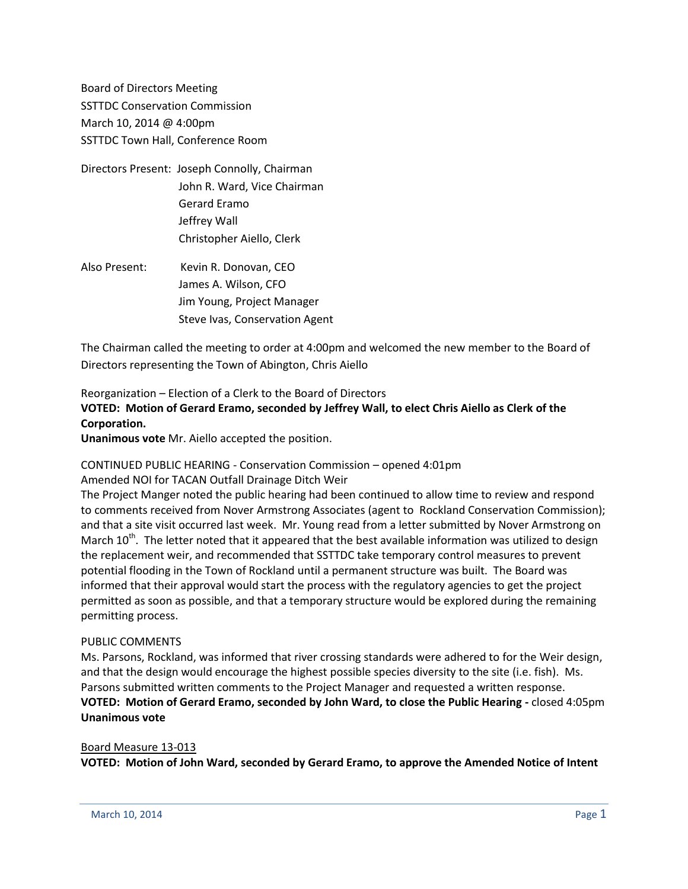Board of Directors Meeting
SSTTDC Conservation Commission
March 10, 2014 @ 4:00pm
SSTTDC Town Hall, Conference Room

Directors Present: Joseph Connolly, Chairman
John R. Ward, Vice Chairman
Gerard Eramo
Jeffrey Wall
Christopher Aiello, Clerk

Also Present: Kevin R. Donovan, CEO
James A. Wilson, CFO
Jim Young, Project Manager
Steve Ivas, Conservation Agent

The Chairman called the meeting to order at 4:00pm and welcomed the new member to the Board of Directors representing the Town of Abington, Chris Aiello

Reorganization – Election of a Clerk to the Board of Directors
**VOTED: Motion of Gerard Eramo, seconded by Jeffrey Wall, to elect Chris Aiello as Clerk of the Corporation.**
**Unanimous vote** Mr. Aiello accepted the position.

CONTINUED PUBLIC HEARING - Conservation Commission – opened 4:01pm
Amended NOI for TACAN Outfall Drainage Ditch Weir
The Project Manger noted the public hearing had been continued to allow time to review and respond to comments received from Nover Armstrong Associates (agent to Rockland Conservation Commission); and that a site visit occurred last week. Mr. Young read from a letter submitted by Nover Armstrong on March 10th. The letter noted that it appeared that the best available information was utilized to design the replacement weir, and recommended that SSTTDC take temporary control measures to prevent potential flooding in the Town of Rockland until a permanent structure was built. The Board was informed that their approval would start the process with the regulatory agencies to get the project permitted as soon as possible, and that a temporary structure would be explored during the remaining permitting process.

PUBLIC COMMENTS
Ms. Parsons, Rockland, was informed that river crossing standards were adhered to for the Weir design, and that the design would encourage the highest possible species diversity to the site (i.e. fish). Ms. Parsons submitted written comments to the Project Manager and requested a written response.
**VOTED: Motion of Gerard Eramo, seconded by John Ward, to close the Public Hearing -** closed 4:05pm
**Unanimous vote**

<u>Board Measure 13-013</u>
**VOTED: Motion of John Ward, seconded by Gerard Eramo, to approve the Amended Notice of Intent**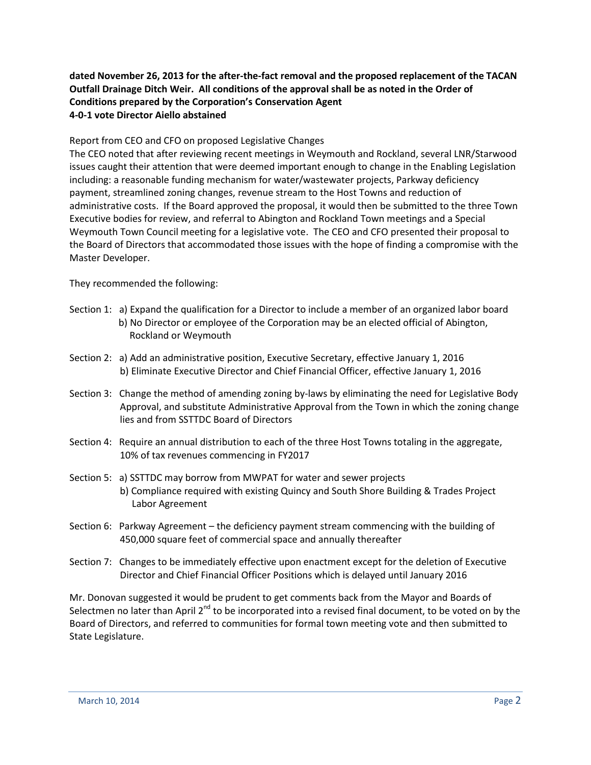**dated November 26, 2013 for the after-the-fact removal and the proposed replacement of the TACAN Outfall Drainage Ditch Weir. All conditions of the approval shall be as noted in the Order of Conditions prepared by the Corporation's Conservation Agent**
**4-0-1 vote Director Aiello abstained**

Report from CEO and CFO on proposed Legislative Changes

The CEO noted that after reviewing recent meetings in Weymouth and Rockland, several LNR/Starwood issues caught their attention that were deemed important enough to change in the Enabling Legislation including: a reasonable funding mechanism for water/wastewater projects, Parkway deficiency payment, streamlined zoning changes, revenue stream to the Host Towns and reduction of administrative costs. If the Board approved the proposal, it would then be submitted to the three Town Executive bodies for review, and referral to Abington and Rockland Town meetings and a Special Weymouth Town Council meeting for a legislative vote. The CEO and CFO presented their proposal to the Board of Directors that accommodated those issues with the hope of finding a compromise with the Master Developer.

They recommended the following:

- Section 1: a) Expand the qualification for a Director to include a member of an organized labor board
  b) No Director or employee of the Corporation may be an elected official of Abington, Rockland or Weymouth
- Section 2: a) Add an administrative position, Executive Secretary, effective January 1, 2016
  b) Eliminate Executive Director and Chief Financial Officer, effective January 1, 2016
- Section 3: Change the method of amending zoning by-laws by eliminating the need for Legislative Body Approval, and substitute Administrative Approval from the Town in which the zoning change lies and from SSTTDC Board of Directors
- Section 4: Require an annual distribution to each of the three Host Towns totaling in the aggregate, 10% of tax revenues commencing in FY2017
- Section 5: a) SSTTDC may borrow from MWPAT for water and sewer projects
  b) Compliance required with existing Quincy and South Shore Building & Trades Project Labor Agreement
- Section 6: Parkway Agreement – the deficiency payment stream commencing with the building of 450,000 square feet of commercial space and annually thereafter
- Section 7: Changes to be immediately effective upon enactment except for the deletion of Executive Director and Chief Financial Officer Positions which is delayed until January 2016

Mr. Donovan suggested it would be prudent to get comments back from the Mayor and Boards of Selectmen no later than April 2nd to be incorporated into a revised final document, to be voted on by the Board of Directors, and referred to communities for formal town meeting vote and then submitted to State Legislature.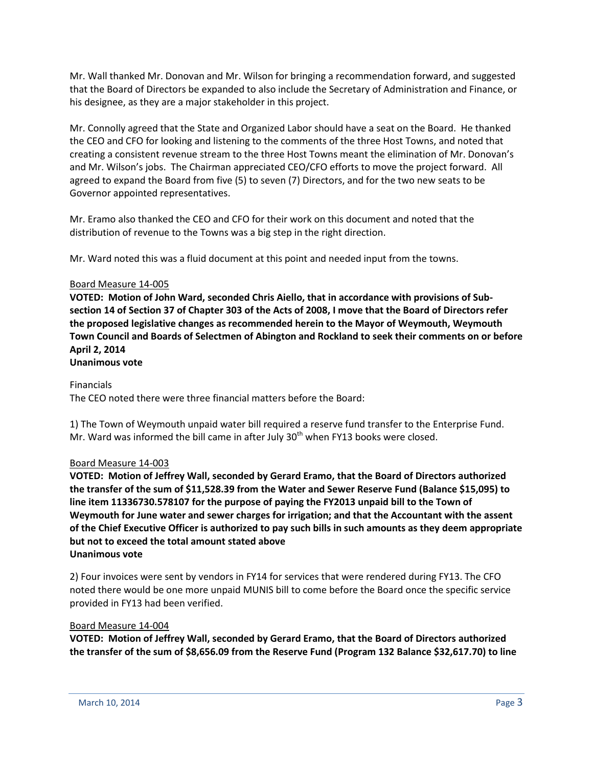Mr. Wall thanked Mr. Donovan and Mr. Wilson for bringing a recommendation forward, and suggested that the Board of Directors be expanded to also include the Secretary of Administration and Finance, or his designee, as they are a major stakeholder in this project.

Mr. Connolly agreed that the State and Organized Labor should have a seat on the Board. He thanked the CEO and CFO for looking and listening to the comments of the three Host Towns, and noted that creating a consistent revenue stream to the three Host Towns meant the elimination of Mr. Donovan's and Mr. Wilson's jobs. The Chairman appreciated CEO/CFO efforts to move the project forward. All agreed to expand the Board from five (5) to seven (7) Directors, and for the two new seats to be Governor appointed representatives.

Mr. Eramo also thanked the CEO and CFO for their work on this document and noted that the distribution of revenue to the Towns was a big step in the right direction.

Mr. Ward noted this was a fluid document at this point and needed input from the towns.

Board Measure 14-005

**VOTED: Motion of John Ward, seconded Chris Aiello, that in accordance with provisions of Sub-section 14 of Section 37 of Chapter 303 of the Acts of 2008, I move that the Board of Directors refer the proposed legislative changes as recommended herein to the Mayor of Weymouth, Weymouth Town Council and Boards of Selectmen of Abington and Rockland to seek their comments on or before April 2, 2014**
**Unanimous vote**

Financials
The CEO noted there were three financial matters before the Board:

1) The Town of Weymouth unpaid water bill required a reserve fund transfer to the Enterprise Fund. Mr. Ward was informed the bill came in after July 30th when FY13 books were closed.

Board Measure 14-003

**VOTED: Motion of Jeffrey Wall, seconded by Gerard Eramo, that the Board of Directors authorized the transfer of the sum of $11,528.39 from the Water and Sewer Reserve Fund (Balance $15,095) to line item 11336730.578107 for the purpose of paying the FY2013 unpaid bill to the Town of Weymouth for June water and sewer charges for irrigation; and that the Accountant with the assent of the Chief Executive Officer is authorized to pay such bills in such amounts as they deem appropriate but not to exceed the total amount stated above**
**Unanimous vote**

2) Four invoices were sent by vendors in FY14 for services that were rendered during FY13. The CFO noted there would be one more unpaid MUNIS bill to come before the Board once the specific service provided in FY13 had been verified.

Board Measure 14-004

**VOTED: Motion of Jeffrey Wall, seconded by Gerard Eramo, that the Board of Directors authorized the transfer of the sum of $8,656.09 from the Reserve Fund (Program 132 Balance $32,617.70) to line**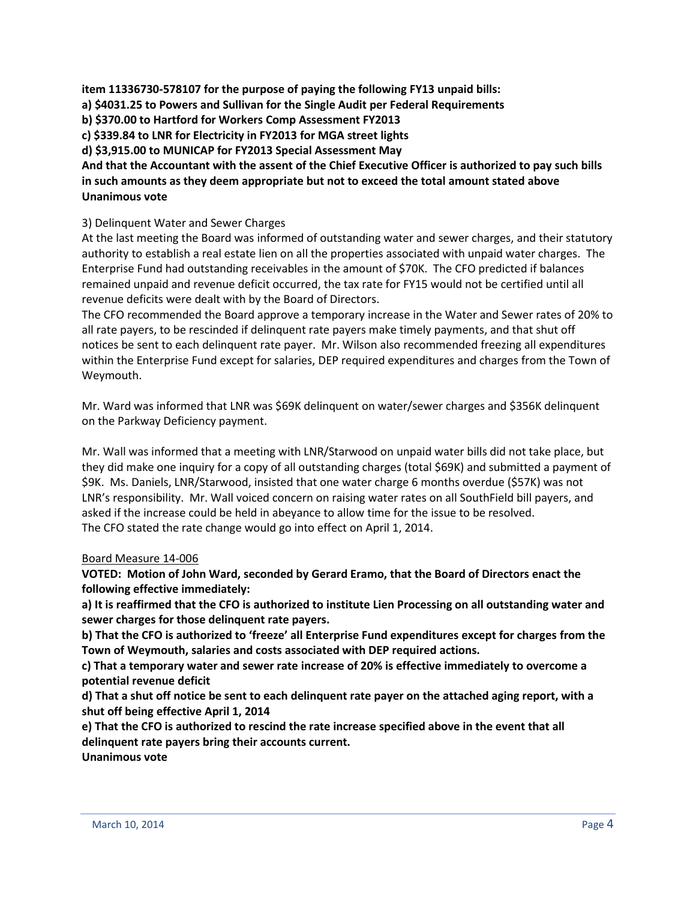**item 11336730-578107 for the purpose of paying the following FY13 unpaid bills:**
**a) $4031.25 to Powers and Sullivan for the Single Audit per Federal Requirements**
**b) $370.00 to Hartford for Workers Comp Assessment FY2013**
**c) $339.84 to LNR for Electricity in FY2013 for MGA street lights**
**d) $3,915.00 to MUNICAP for FY2013 Special Assessment May**
**And that the Accountant with the assent of the Chief Executive Officer is authorized to pay such bills in such amounts as they deem appropriate but not to exceed the total amount stated above**
**Unanimous vote**

3) Delinquent Water and Sewer Charges
At the last meeting the Board was informed of outstanding water and sewer charges, and their statutory authority to establish a real estate lien on all the properties associated with unpaid water charges. The Enterprise Fund had outstanding receivables in the amount of $70K. The CFO predicted if balances remained unpaid and revenue deficit occurred, the tax rate for FY15 would not be certified until all revenue deficits were dealt with by the Board of Directors.
The CFO recommended the Board approve a temporary increase in the Water and Sewer rates of 20% to all rate payers, to be rescinded if delinquent rate payers make timely payments, and that shut off notices be sent to each delinquent rate payer. Mr. Wilson also recommended freezing all expenditures within the Enterprise Fund except for salaries, DEP required expenditures and charges from the Town of Weymouth.

Mr. Ward was informed that LNR was $69K delinquent on water/sewer charges and $356K delinquent on the Parkway Deficiency payment.

Mr. Wall was informed that a meeting with LNR/Starwood on unpaid water bills did not take place, but they did make one inquiry for a copy of all outstanding charges (total $69K) and submitted a payment of $9K. Ms. Daniels, LNR/Starwood, insisted that one water charge 6 months overdue ($57K) was not LNR's responsibility. Mr. Wall voiced concern on raising water rates on all SouthField bill payers, and asked if the increase could be held in abeyance to allow time for the issue to be resolved.
The CFO stated the rate change would go into effect on April 1, 2014.

Board Measure 14-006
**VOTED: Motion of John Ward, seconded by Gerard Eramo, that the Board of Directors enact the following effective immediately:**
**a) It is reaffirmed that the CFO is authorized to institute Lien Processing on all outstanding water and sewer charges for those delinquent rate payers.**
**b) That the CFO is authorized to 'freeze' all Enterprise Fund expenditures except for charges from the Town of Weymouth, salaries and costs associated with DEP required actions.**
**c) That a temporary water and sewer rate increase of 20% is effective immediately to overcome a potential revenue deficit**
**d) That a shut off notice be sent to each delinquent rate payer on the attached aging report, with a shut off being effective April 1, 2014**
**e) That the CFO is authorized to rescind the rate increase specified above in the event that all delinquent rate payers bring their accounts current.**
**Unanimous vote**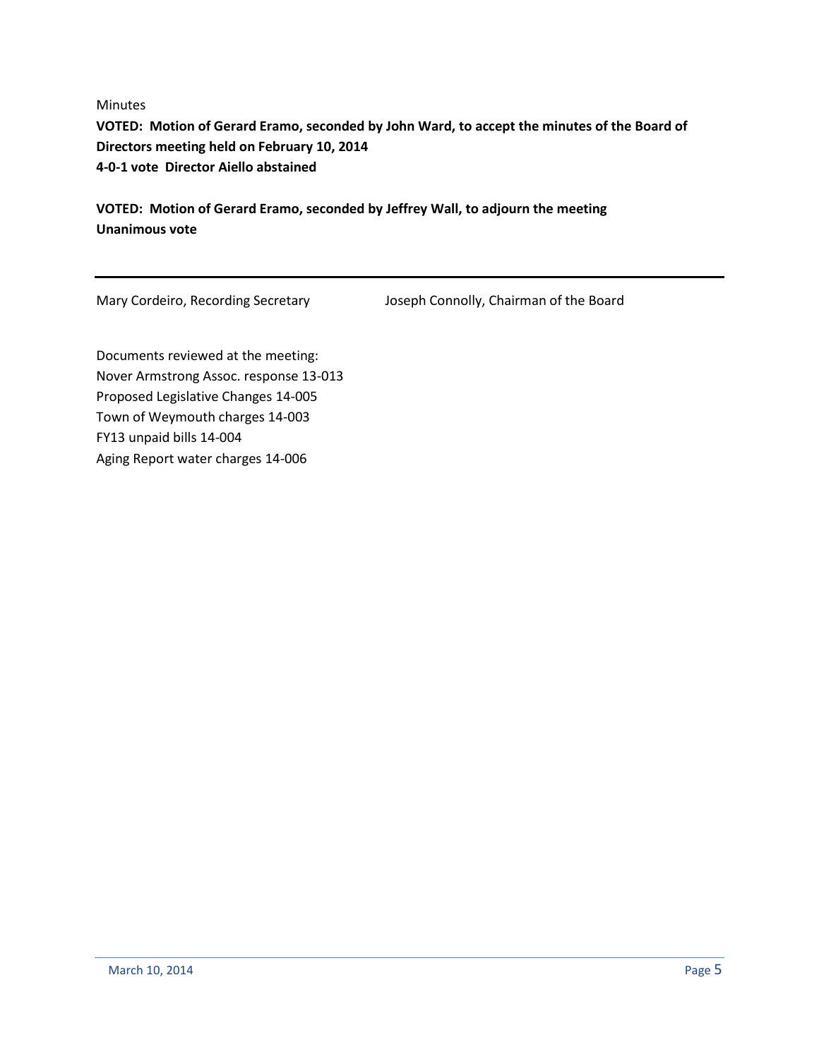Minutes

**VOTED: Motion of Gerard Eramo, seconded by John Ward, to accept the minutes of the Board of Directors meeting held on February 10, 2014**
**4-0-1 vote Director Aiello abstained**

**VOTED: Motion of Gerard Eramo, seconded by Jeffrey Wall, to adjourn the meeting**
**Unanimous vote**

---

Mary Cordeiro, Recording Secretary Joseph Connolly, Chairman of the Board

Documents reviewed at the meeting:
Nover Armstrong Assoc. response 13-013
Proposed Legislative Changes 14-005
Town of Weymouth charges 14-003
FY13 unpaid bills 14-004
Aging Report water charges 14-006